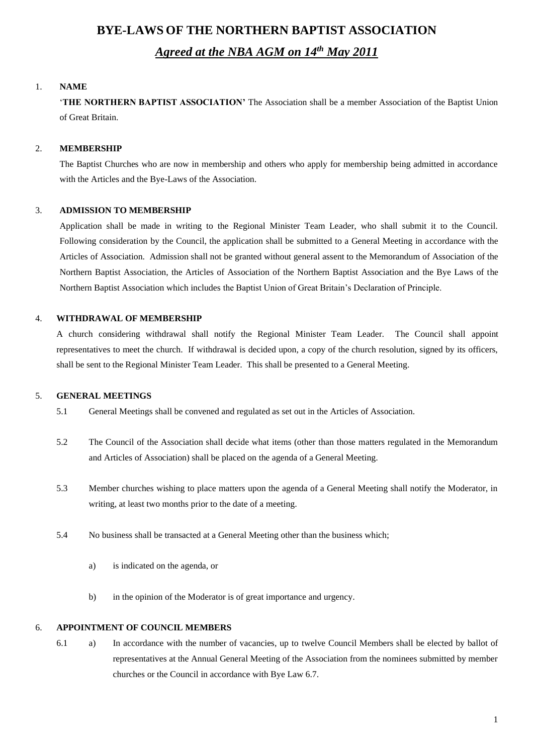# BYE-LAWS OF THE NORTHERN BAPTIST ASSOCIATION

## *Agreed at the NBA AGM on 14th May 2011*

1. **NAME**

   '**THE NORTHERN BAPTIST ASSOCIATION**' The Association shall be a member Association of the Baptist Union of Great Britain.

2. **MEMBERSHIP**

   The Baptist Churches who are now in membership and others who apply for membership being admitted in accordance with the Articles and the Bye-Laws of the Association.

3. **ADMISSION TO MEMBERSHIP**

   Application shall be made in writing to the Regional Minister Team Leader, who shall submit it to the Council. Following consideration by the Council, the application shall be submitted to a General Meeting in accordance with the Articles of Association. Admission shall not be granted without general assent to the Memorandum of Association of the Northern Baptist Association, the Articles of Association of the Northern Baptist Association and the Bye Laws of the Northern Baptist Association which includes the Baptist Union of Great Britain's Declaration of Principle.

4. **WITHDRAWAL OF MEMBERSHIP**

   A church considering withdrawal shall notify the Regional Minister Team Leader. The Council shall appoint representatives to meet the church. If withdrawal is decided upon, a copy of the church resolution, signed by its officers, shall be sent to the Regional Minister Team Leader. This shall be presented to a General Meeting.

5. **GENERAL MEETINGS**

   5.1 General Meetings shall be convened and regulated as set out in the Articles of Association.

   5.2 The Council of the Association shall decide what items (other than those matters regulated in the Memorandum and Articles of Association) shall be placed on the agenda of a General Meeting.

   5.3 Member churches wishing to place matters upon the agenda of a General Meeting shall notify the Moderator, in writing, at least two months prior to the date of a meeting.

   5.4 No business shall be transacted at a General Meeting other than the business which;

   a) is indicated on the agenda, or

   b) in the opinion of the Moderator is of great importance and urgency.

6. **APPOINTMENT OF COUNCIL MEMBERS**

   6.1 a) In accordance with the number of vacancies, up to twelve Council Members shall be elected by ballot of representatives at the Annual General Meeting of the Association from the nominees submitted by member churches or the Council in accordance with Bye Law 6.7.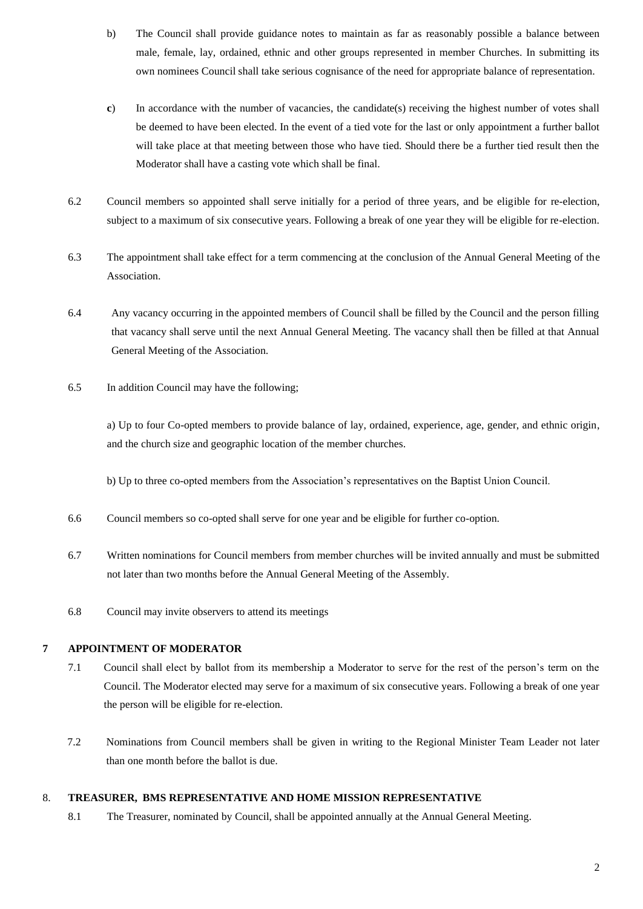b) The Council shall provide guidance notes to maintain as far as reasonably possible a balance between male, female, lay, ordained, ethnic and other groups represented in member Churches. In submitting its own nominees Council shall take serious cognisance of the need for appropriate balance of representation.

**c**) In accordance with the number of vacancies, the candidate(s) receiving the highest number of votes shall be deemed to have been elected. In the event of a tied vote for the last or only appointment a further ballot will take place at that meeting between those who have tied. Should there be a further tied result then the Moderator shall have a casting vote which shall be final.

6.2 Council members so appointed shall serve initially for a period of three years, and be eligible for re-election, subject to a maximum of six consecutive years. Following a break of one year they will be eligible for re-election.

6.3 The appointment shall take effect for a term commencing at the conclusion of the Annual General Meeting of the Association.

6.4 Any vacancy occurring in the appointed members of Council shall be filled by the Council and the person filling that vacancy shall serve until the next Annual General Meeting. The vacancy shall then be filled at that Annual General Meeting of the Association.

6.5 In addition Council may have the following;

a) Up to four Co-opted members to provide balance of lay, ordained, experience, age, gender, and ethnic origin, and the church size and geographic location of the member churches.

b) Up to three co-opted members from the Association's representatives on the Baptist Union Council.

6.6 Council members so co-opted shall serve for one year and be eligible for further co-option.

6.7 Written nominations for Council members from member churches will be invited annually and must be submitted not later than two months before the Annual General Meeting of the Assembly.

6.8 Council may invite observers to attend its meetings

## 7 APPOINTMENT OF MODERATOR

7.1 Council shall elect by ballot from its membership a Moderator to serve for the rest of the person's term on the Council. The Moderator elected may serve for a maximum of six consecutive years. Following a break of one year the person will be eligible for re-election.

7.2 Nominations from Council members shall be given in writing to the Regional Minister Team Leader not later than one month before the ballot is due.

## 8. TREASURER, BMS REPRESENTATIVE AND HOME MISSION REPRESENTATIVE

8.1 The Treasurer, nominated by Council, shall be appointed annually at the Annual General Meeting.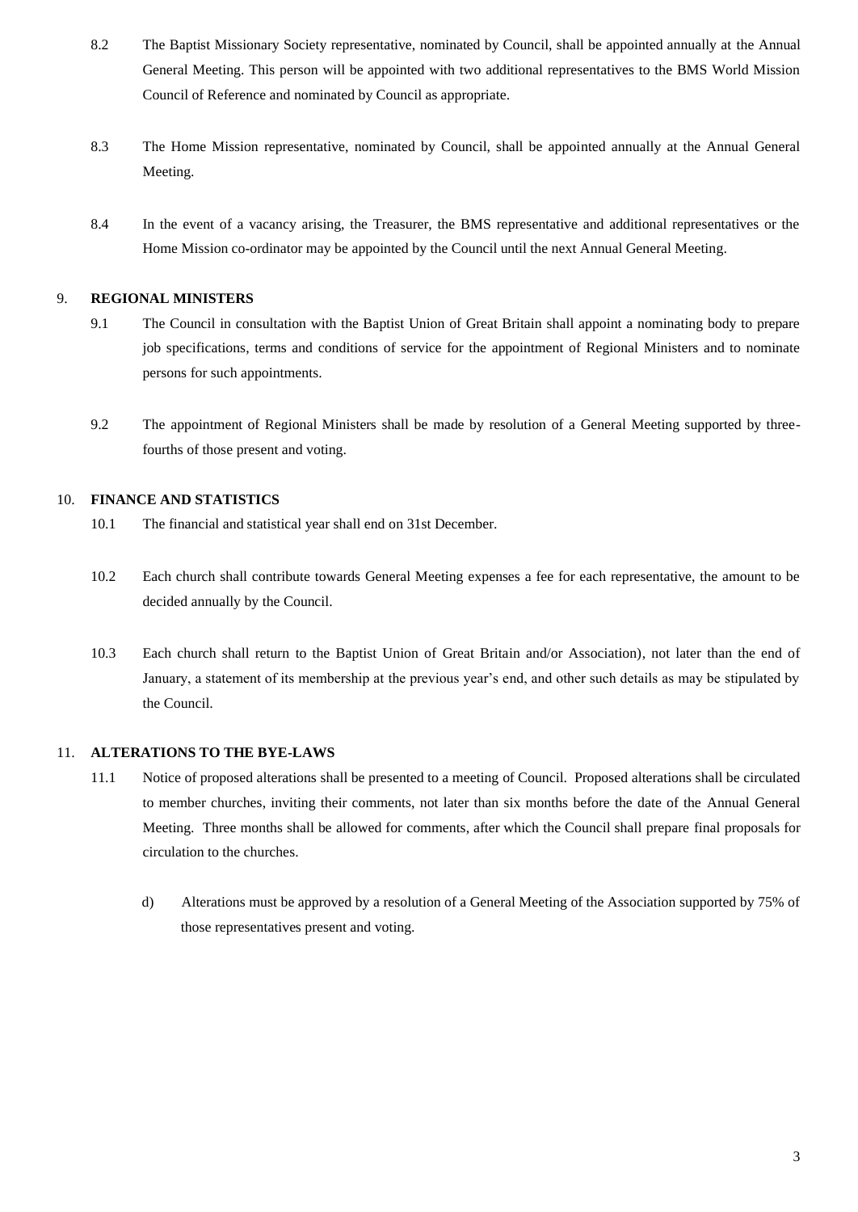8.2 The Baptist Missionary Society representative, nominated by Council, shall be appointed annually at the Annual General Meeting. This person will be appointed with two additional representatives to the BMS World Mission Council of Reference and nominated by Council as appropriate.

8.3 The Home Mission representative, nominated by Council, shall be appointed annually at the Annual General Meeting.

8.4 In the event of a vacancy arising, the Treasurer, the BMS representative and additional representatives or the Home Mission co-ordinator may be appointed by the Council until the next Annual General Meeting.

## 9. REGIONAL MINISTERS

9.1 The Council in consultation with the Baptist Union of Great Britain shall appoint a nominating body to prepare job specifications, terms and conditions of service for the appointment of Regional Ministers and to nominate persons for such appointments.

9.2 The appointment of Regional Ministers shall be made by resolution of a General Meeting supported by three-fourths of those present and voting.

## 10. FINANCE AND STATISTICS

10.1 The financial and statistical year shall end on 31st December.

10.2 Each church shall contribute towards General Meeting expenses a fee for each representative, the amount to be decided annually by the Council.

10.3 Each church shall return to the Baptist Union of Great Britain and/or Association), not later than the end of January, a statement of its membership at the previous year's end, and other such details as may be stipulated by the Council.

## 11. ALTERATIONS TO THE BYE-LAWS

11.1 Notice of proposed alterations shall be presented to a meeting of Council. Proposed alterations shall be circulated to member churches, inviting their comments, not later than six months before the date of the Annual General Meeting. Three months shall be allowed for comments, after which the Council shall prepare final proposals for circulation to the churches.

d) Alterations must be approved by a resolution of a General Meeting of the Association supported by 75% of those representatives present and voting.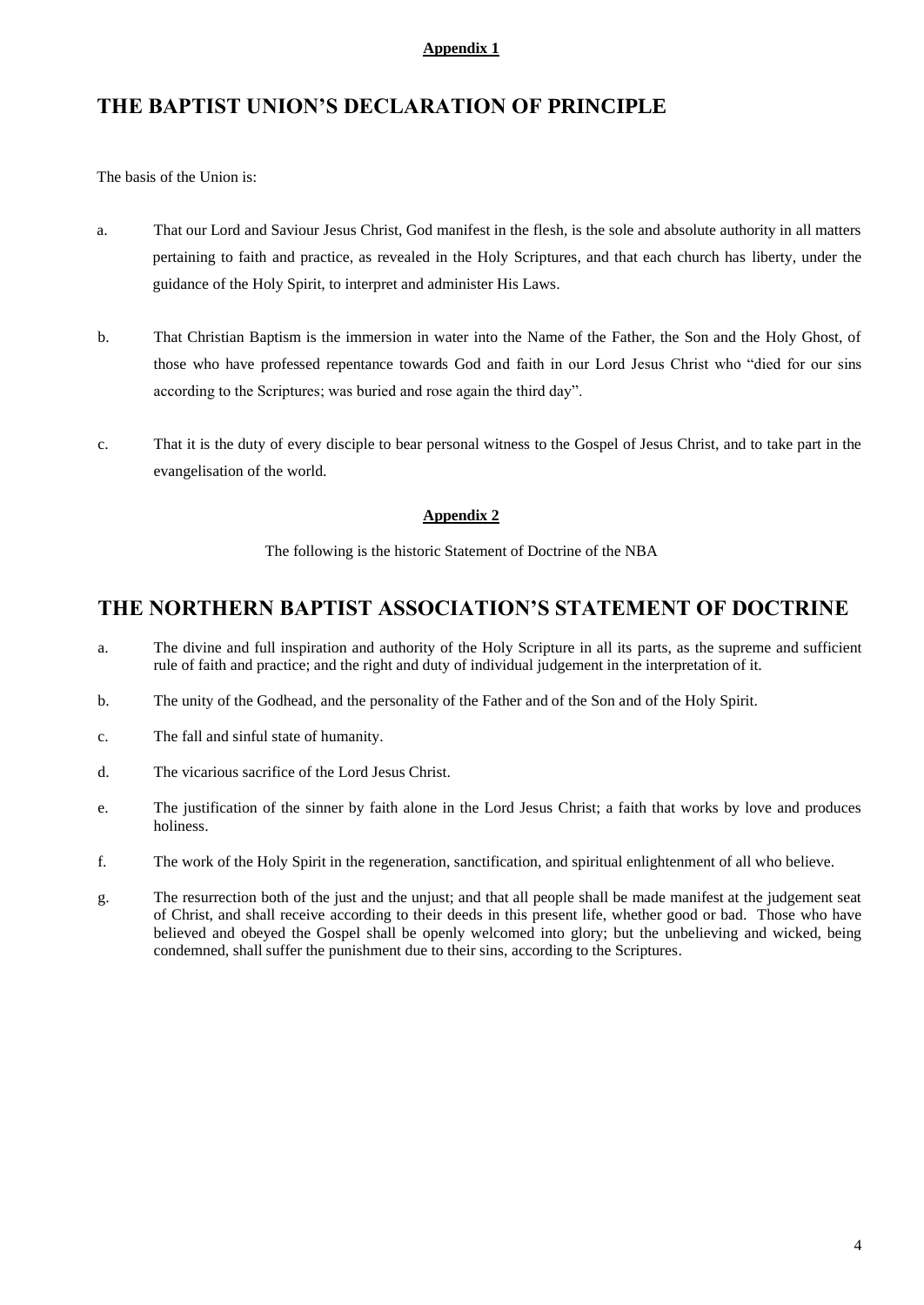**Appendix 1**

## THE BAPTIST UNION'S DECLARATION OF PRINCIPLE

The basis of the Union is:

a. That our Lord and Saviour Jesus Christ, God manifest in the flesh, is the sole and absolute authority in all matters pertaining to faith and practice, as revealed in the Holy Scriptures, and that each church has liberty, under the guidance of the Holy Spirit, to interpret and administer His Laws.

b. That Christian Baptism is the immersion in water into the Name of the Father, the Son and the Holy Ghost, of those who have professed repentance towards God and faith in our Lord Jesus Christ who "died for our sins according to the Scriptures; was buried and rose again the third day".

c. That it is the duty of every disciple to bear personal witness to the Gospel of Jesus Christ, and to take part in the evangelisation of the world.

**Appendix 2**

The following is the historic Statement of Doctrine of the NBA

## THE NORTHERN BAPTIST ASSOCIATION'S STATEMENT OF DOCTRINE

a. The divine and full inspiration and authority of the Holy Scripture in all its parts, as the supreme and sufficient rule of faith and practice; and the right and duty of individual judgement in the interpretation of it.

b. The unity of the Godhead, and the personality of the Father and of the Son and of the Holy Spirit.

c. The fall and sinful state of humanity.

d. The vicarious sacrifice of the Lord Jesus Christ.

e. The justification of the sinner by faith alone in the Lord Jesus Christ; a faith that works by love and produces holiness.

f. The work of the Holy Spirit in the regeneration, sanctification, and spiritual enlightenment of all who believe.

g. The resurrection both of the just and the unjust; and that all people shall be made manifest at the judgement seat of Christ, and shall receive according to their deeds in this present life, whether good or bad. Those who have believed and obeyed the Gospel shall be openly welcomed into glory; but the unbelieving and wicked, being condemned, shall suffer the punishment due to their sins, according to the Scriptures.